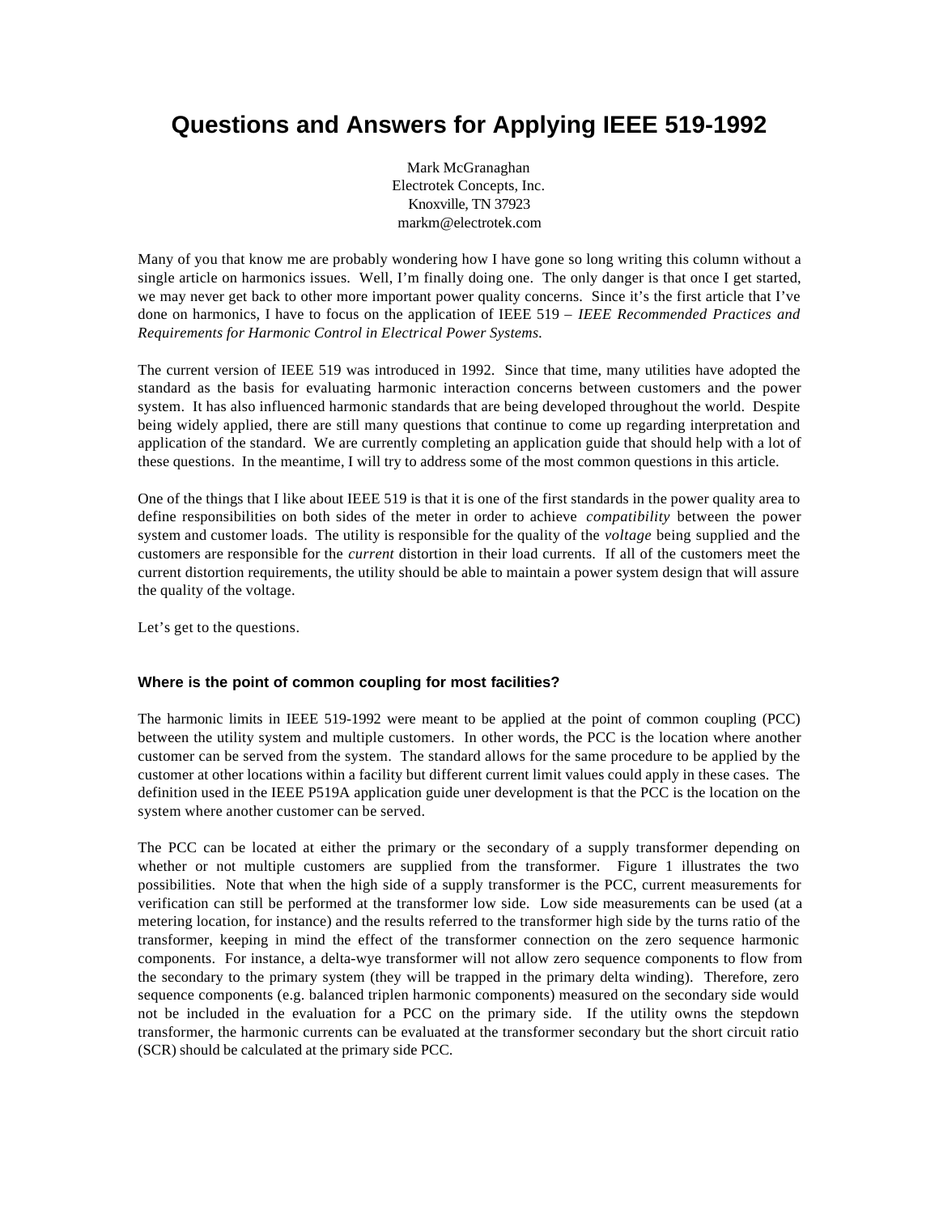# Questions and Answers for Applying IEEE 519-1992

Mark McGranaghan
Electrotek Concepts, Inc.
Knoxville, TN 37923
markm@electrotek.com

Many of you that know me are probably wondering how I have gone so long writing this column without a single article on harmonics issues. Well, I'm finally doing one. The only danger is that once I get started, we may never get back to other more important power quality concerns. Since it's the first article that I've done on harmonics, I have to focus on the application of IEEE 519 – *IEEE Recommended Practices and Requirements for Harmonic Control in Electrical Power Systems.*

The current version of IEEE 519 was introduced in 1992. Since that time, many utilities have adopted the standard as the basis for evaluating harmonic interaction concerns between customers and the power system. It has also influenced harmonic standards that are being developed throughout the world. Despite being widely applied, there are still many questions that continue to come up regarding interpretation and application of the standard. We are currently completing an application guide that should help with a lot of these questions. In the meantime, I will try to address some of the most common questions in this article.

One of the things that I like about IEEE 519 is that it is one of the first standards in the power quality area to define responsibilities on both sides of the meter in order to achieve *compatibility* between the power system and customer loads. The utility is responsible for the quality of the *voltage* being supplied and the customers are responsible for the *current* distortion in their load currents. If all of the customers meet the current distortion requirements, the utility should be able to maintain a power system design that will assure the quality of the voltage.

Let's get to the questions.

### Where is the point of common coupling for most facilities?

The harmonic limits in IEEE 519-1992 were meant to be applied at the point of common coupling (PCC) between the utility system and multiple customers. In other words, the PCC is the location where another customer can be served from the system. The standard allows for the same procedure to be applied by the customer at other locations within a facility but different current limit values could apply in these cases. The definition used in the IEEE P519A application guide uner development is that the PCC is the location on the system where another customer can be served.

The PCC can be located at either the primary or the secondary of a supply transformer depending on whether or not multiple customers are supplied from the transformer. Figure 1 illustrates the two possibilities. Note that when the high side of a supply transformer is the PCC, current measurements for verification can still be performed at the transformer low side. Low side measurements can be used (at a metering location, for instance) and the results referred to the transformer high side by the turns ratio of the transformer, keeping in mind the effect of the transformer connection on the zero sequence harmonic components. For instance, a delta-wye transformer will not allow zero sequence components to flow from the secondary to the primary system (they will be trapped in the primary delta winding). Therefore, zero sequence components (e.g. balanced triplen harmonic components) measured on the secondary side would not be included in the evaluation for a PCC on the primary side. If the utility owns the stepdown transformer, the harmonic currents can be evaluated at the transformer secondary but the short circuit ratio (SCR) should be calculated at the primary side PCC.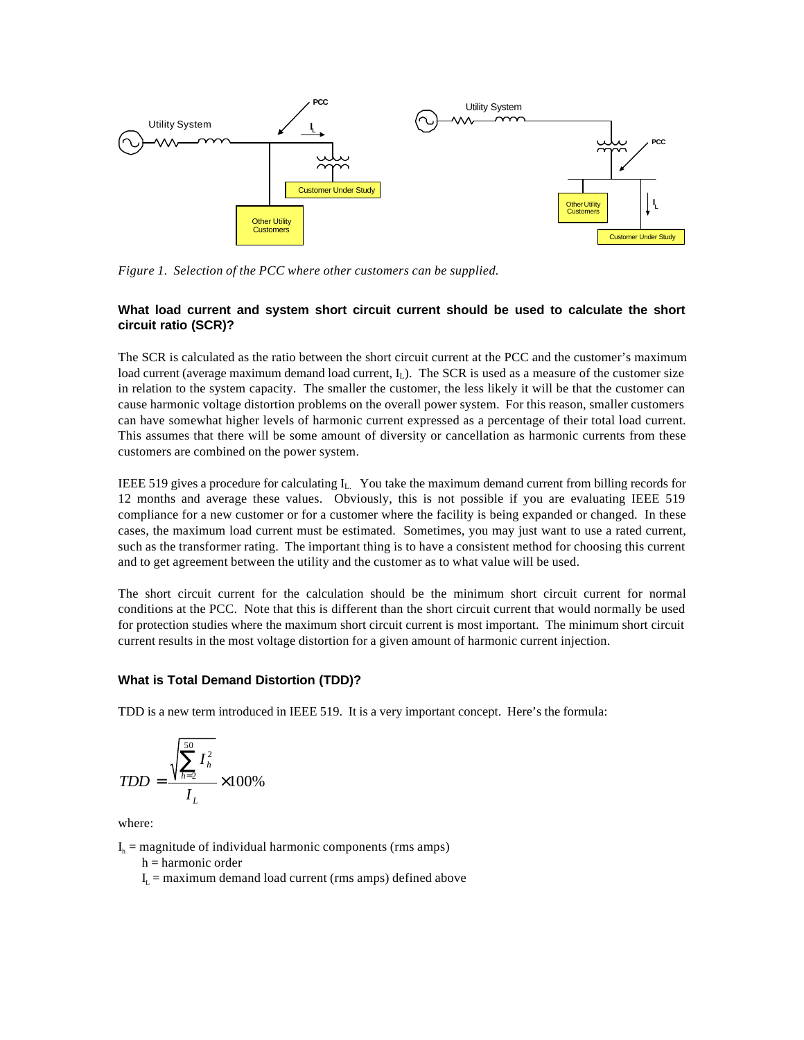Figure 1. Selection of the PCC where other customers can be supplied.

### What load current and system short circuit current should be used to calculate the short circuit ratio (SCR)?

The SCR is calculated as the ratio between the short circuit current at the PCC and the customer's maximum load current (average maximum demand load current, $I_L$). The SCR is used as a measure of the customer size in relation to the system capacity. The smaller the customer, the less likely it will be that the customer can cause harmonic voltage distortion problems on the overall power system. For this reason, smaller customers can have somewhat higher levels of harmonic current expressed as a percentage of their total load current. This assumes that there will be some amount of diversity or cancellation as harmonic currents from these customers are combined on the power system.

IEEE 519 gives a procedure for calculating $I_L$. You take the maximum demand current from billing records for 12 months and average these values. Obviously, this is not possible if you are evaluating IEEE 519 compliance for a new customer or for a customer where the facility is being expanded or changed. In these cases, the maximum load current must be estimated. Sometimes, you may just want to use a rated current, such as the transformer rating. The important thing is to have a consistent method for choosing this current and to get agreement between the utility and the customer as to what value will be used.

The short circuit current for the calculation should be the minimum short circuit current for normal conditions at the PCC. Note that this is different than the short circuit current that would normally be used for protection studies where the maximum short circuit current is most important. The minimum short circuit current results in the most voltage distortion for a given amount of harmonic current injection.

### What is Total Demand Distortion (TDD)?

TDD is a new term introduced in IEEE 519. It is a very important concept. Here's the formula:

$$TDD = \frac{\sqrt{\sum_{h=2}^{50} I_h^2}}{I_L} \times 100\%$$

where:

$I_h$ = magnitude of individual harmonic components (rms amps)
$h$ = harmonic order
$I_L$ = maximum demand load current (rms amps) defined above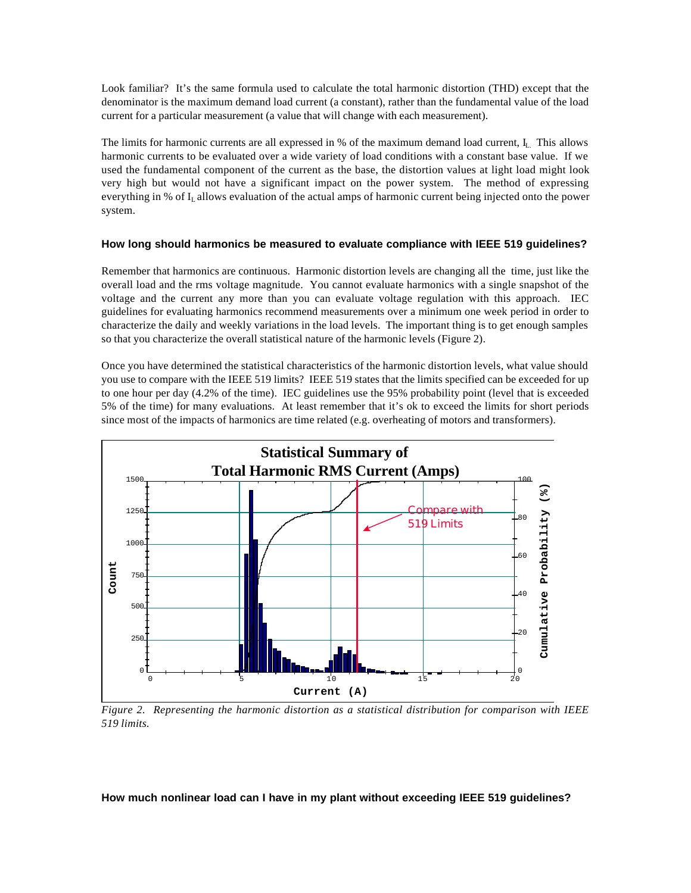Look familiar? It's the same formula used to calculate the total harmonic distortion (THD) except that the denominator is the maximum demand load current (a constant), rather than the fundamental value of the load current for a particular measurement (a value that will change with each measurement).

The limits for harmonic currents are all expressed in % of the maximum demand load current, $I_L$. This allows harmonic currents to be evaluated over a wide variety of load conditions with a constant base value. If we used the fundamental component of the current as the base, the distortion values at light load might look very high but would not have a significant impact on the power system. The method of expressing everything in % of $I_L$ allows evaluation of the actual amps of harmonic current being injected onto the power system.

### How long should harmonics be measured to evaluate compliance with IEEE 519 guidelines?

Remember that harmonics are continuous. Harmonic distortion levels are changing all the time, just like the overall load and the rms voltage magnitude. You cannot evaluate harmonics with a single snapshot of the voltage and the current any more than you can evaluate voltage regulation with this approach. IEC guidelines for evaluating harmonics recommend measurements over a minimum one week period in order to characterize the daily and weekly variations in the load levels. The important thing is to get enough samples so that you characterize the overall statistical nature of the harmonic levels (Figure 2).

Once you have determined the statistical characteristics of the harmonic distortion levels, what value should you use to compare with the IEEE 519 limits? IEEE 519 states that the limits specified can be exceeded for up to one hour per day (4.2% of the time). IEC guidelines use the 95% probability point (level that is exceeded 5% of the time) for many evaluations. At least remember that it's ok to exceed the limits for short periods since most of the impacts of harmonics are time related (e.g. overheating of motors and transformers).

*Figure 2. Representing the harmonic distortion as a statistical distribution for comparison with IEEE 519 limits.*

### How much nonlinear load can I have in my plant without exceeding IEEE 519 guidelines?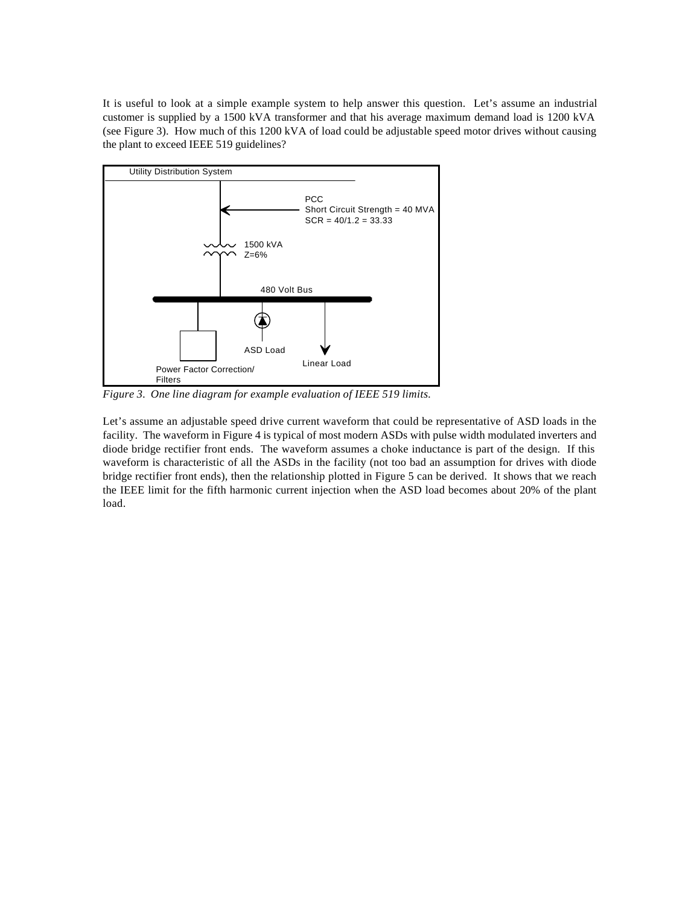It is useful to look at a simple example system to help answer this question. Let's assume an industrial customer is supplied by a 1500 kVA transformer and that his average maximum demand load is 1200 kVA (see Figure 3). How much of this 1200 kVA of load could be adjustable speed motor drives without causing the plant to exceed IEEE 519 guidelines?

Utility Distribution System

PCC
Short Circuit Strength = 40 MVA
SCR = 40/1.2 = 33.33

1500 kVA
Z=6%

480 Volt Bus

ASD Load

Linear Load

Power Factor Correction/
Filters

*Figure 3. One line diagram for example evaluation of IEEE 519 limits.*

Let's assume an adjustable speed drive current waveform that could be representative of ASD loads in the facility. The waveform in Figure 4 is typical of most modern ASDs with pulse width modulated inverters and diode bridge rectifier front ends. The waveform assumes a choke inductance is part of the design. If this waveform is characteristic of all the ASDs in the facility (not too bad an assumption for drives with diode bridge rectifier front ends), then the relationship plotted in Figure 5 can be derived. It shows that we reach the IEEE limit for the fifth harmonic current injection when the ASD load becomes about 20% of the plant load.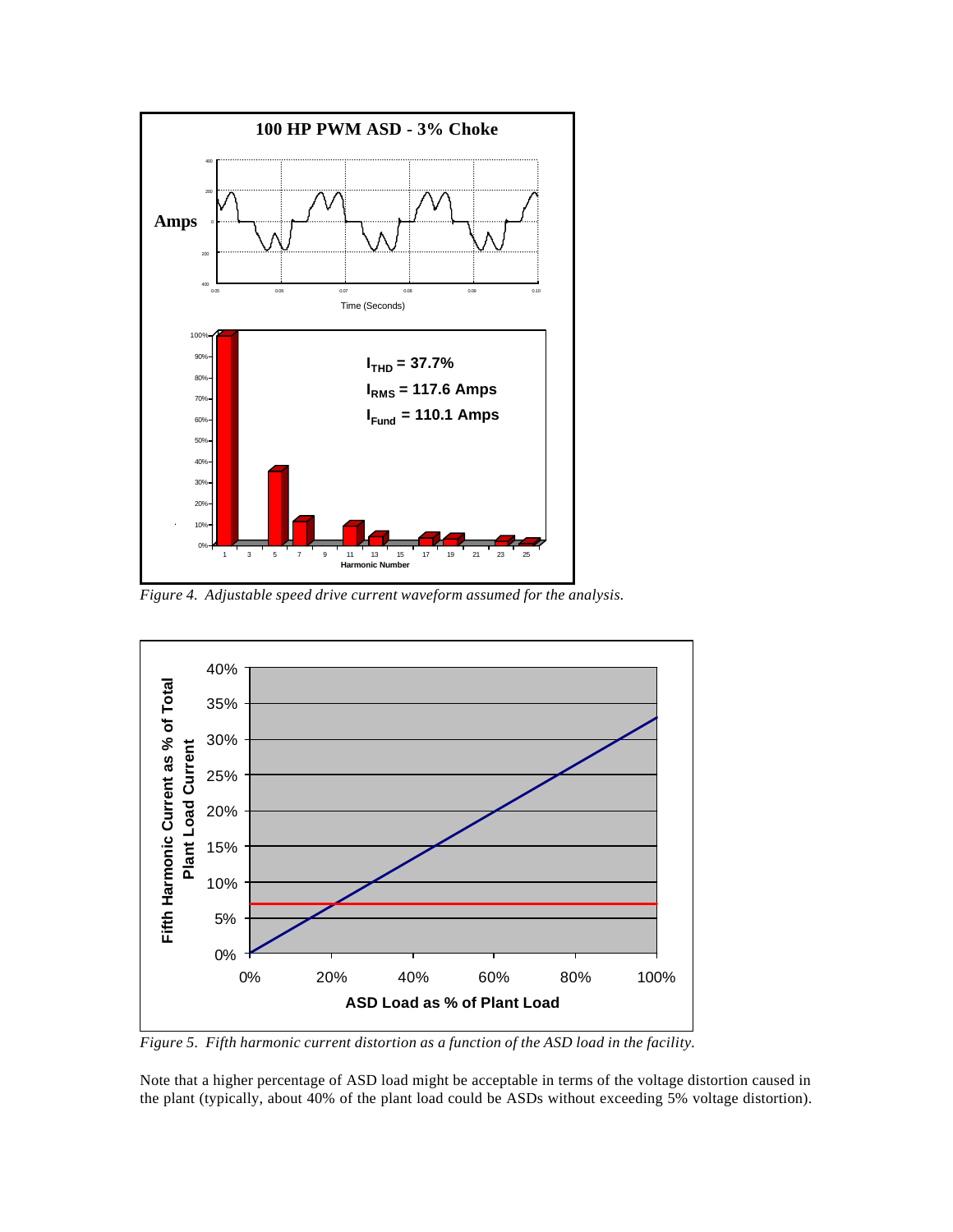*Figure 4. Adjustable speed drive current waveform assumed for the analysis.*

*Figure 5. Fifth harmonic current distortion as a function of the ASD load in the facility.*

Note that a higher percentage of ASD load might be acceptable in terms of the voltage distortion caused in the plant (typically, about 40% of the plant load could be ASDs without exceeding 5% voltage distortion).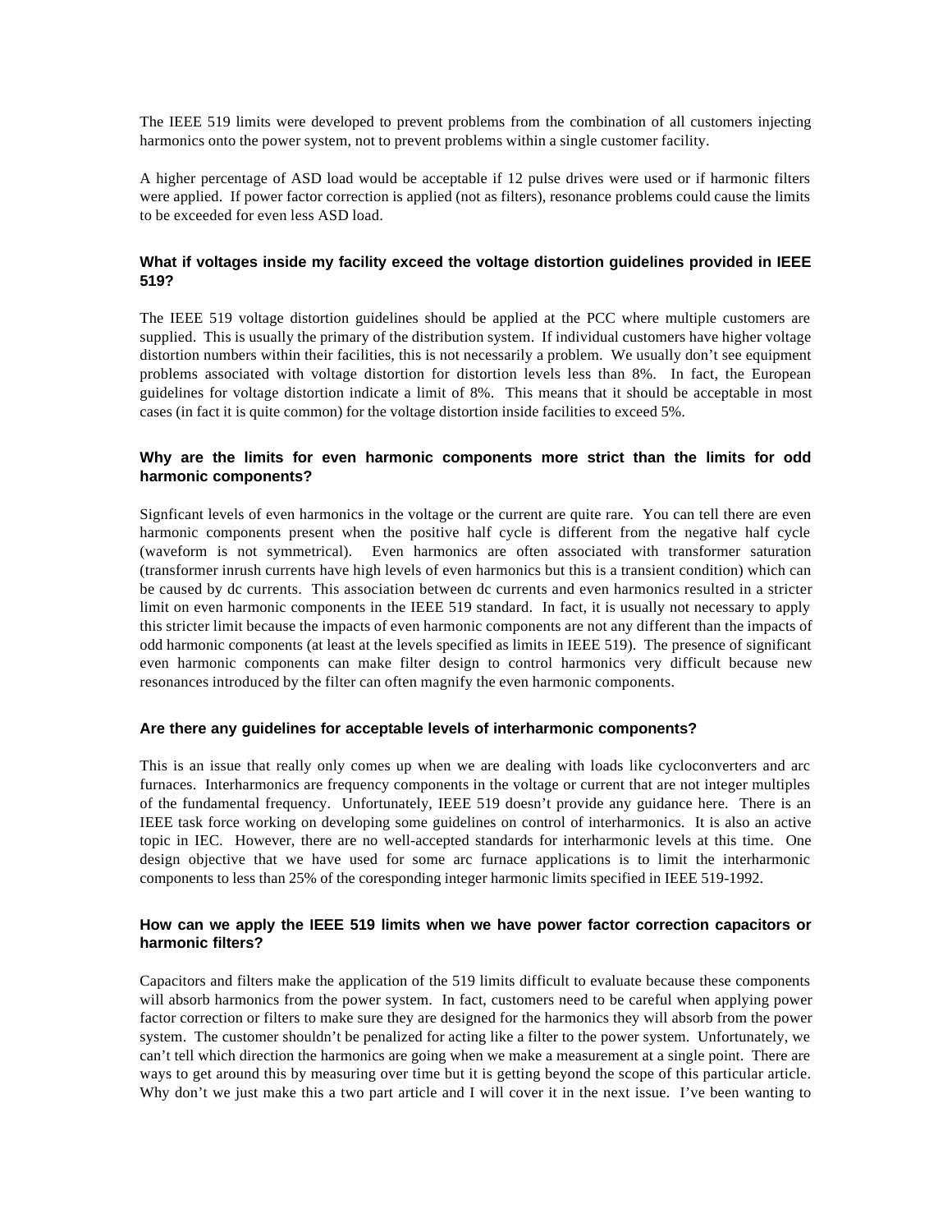The IEEE 519 limits were developed to prevent problems from the combination of all customers injecting harmonics onto the power system, not to prevent problems within a single customer facility.

A higher percentage of ASD load would be acceptable if 12 pulse drives were used or if harmonic filters were applied. If power factor correction is applied (not as filters), resonance problems could cause the limits to be exceeded for even less ASD load.

### What if voltages inside my facility exceed the voltage distortion guidelines provided in IEEE 519?

The IEEE 519 voltage distortion guidelines should be applied at the PCC where multiple customers are supplied. This is usually the primary of the distribution system. If individual customers have higher voltage distortion numbers within their facilities, this is not necessarily a problem. We usually don't see equipment problems associated with voltage distortion for distortion levels less than 8%. In fact, the European guidelines for voltage distortion indicate a limit of 8%. This means that it should be acceptable in most cases (in fact it is quite common) for the voltage distortion inside facilities to exceed 5%.

### Why are the limits for even harmonic components more strict than the limits for odd harmonic components?

Signficant levels of even harmonics in the voltage or the current are quite rare. You can tell there are even harmonic components present when the positive half cycle is different from the negative half cycle (waveform is not symmetrical). Even harmonics are often associated with transformer saturation (transformer inrush currents have high levels of even harmonics but this is a transient condition) which can be caused by dc currents. This association between dc currents and even harmonics resulted in a stricter limit on even harmonic components in the IEEE 519 standard. In fact, it is usually not necessary to apply this stricter limit because the impacts of even harmonic components are not any different than the impacts of odd harmonic components (at least at the levels specified as limits in IEEE 519). The presence of significant even harmonic components can make filter design to control harmonics very difficult because new resonances introduced by the filter can often magnify the even harmonic components.

### Are there any guidelines for acceptable levels of interharmonic components?

This is an issue that really only comes up when we are dealing with loads like cycloconverters and arc furnaces. Interharmonics are frequency components in the voltage or current that are not integer multiples of the fundamental frequency. Unfortunately, IEEE 519 doesn't provide any guidance here. There is an IEEE task force working on developing some guidelines on control of interharmonics. It is also an active topic in IEC. However, there are no well-accepted standards for interharmonic levels at this time. One design objective that we have used for some arc furnace applications is to limit the interharmonic components to less than 25% of the coresponding integer harmonic limits specified in IEEE 519-1992.

### How can we apply the IEEE 519 limits when we have power factor correction capacitors or harmonic filters?

Capacitors and filters make the application of the 519 limits difficult to evaluate because these components will absorb harmonics from the power system. In fact, customers need to be careful when applying power factor correction or filters to make sure they are designed for the harmonics they will absorb from the power system. The customer shouldn't be penalized for acting like a filter to the power system. Unfortunately, we can't tell which direction the harmonics are going when we make a measurement at a single point. There are ways to get around this by measuring over time but it is getting beyond the scope of this particular article. Why don't we just make this a two part article and I will cover it in the next issue. I've been wanting to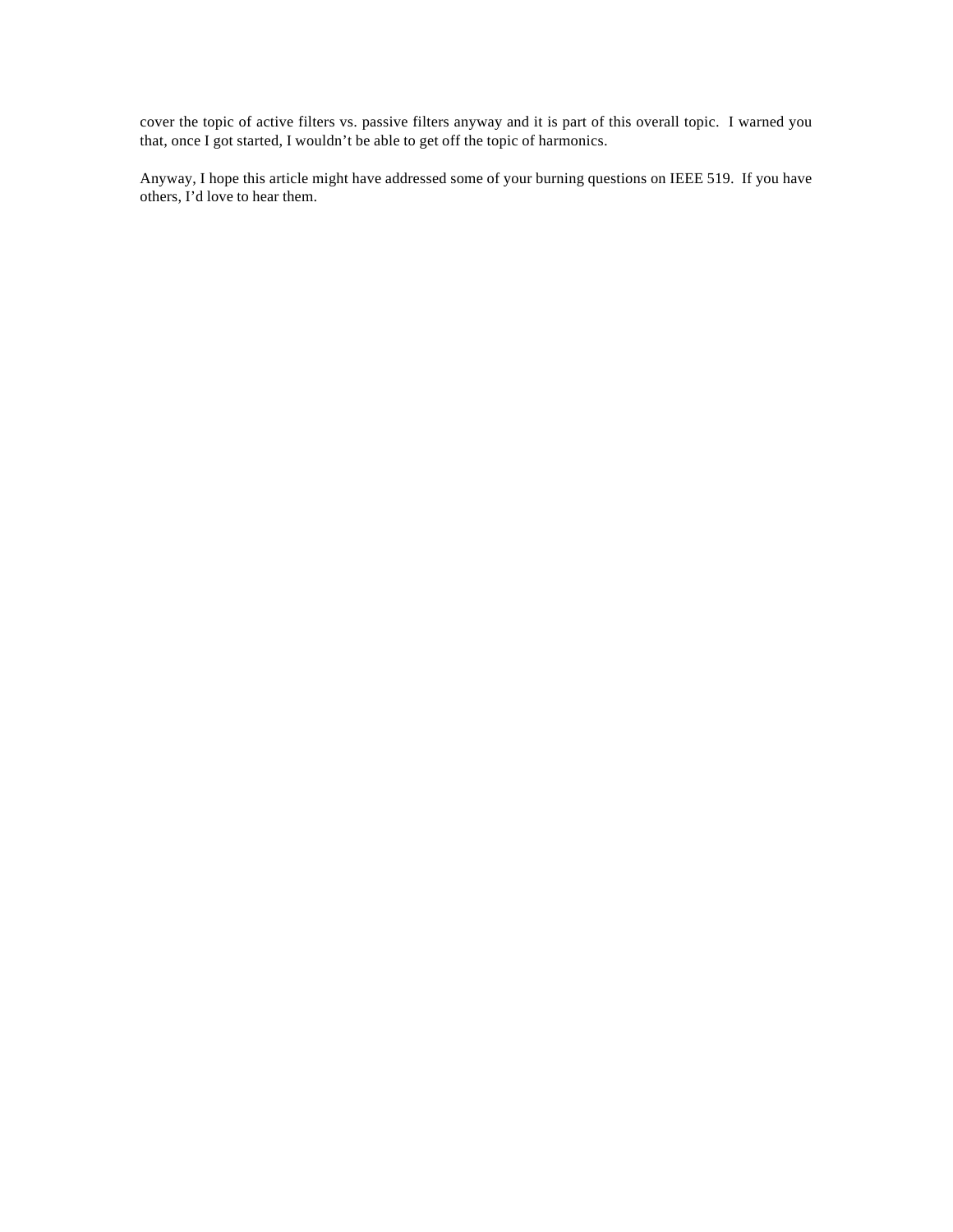cover the topic of active filters vs. passive filters anyway and it is part of this overall topic. I warned you that, once I got started, I wouldn't be able to get off the topic of harmonics.

Anyway, I hope this article might have addressed some of your burning questions on IEEE 519. If you have others, I'd love to hear them.